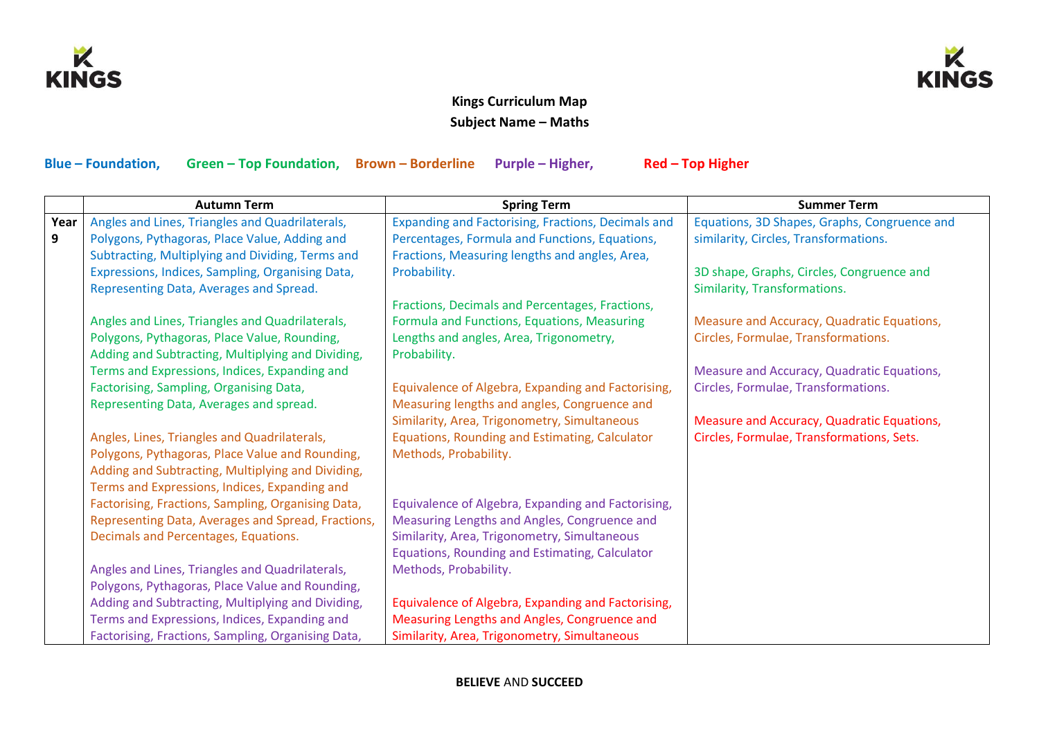**Kings Curriculum Map**

**Subject Name – Maths**

**Blue – Foundation, Green – Top Foundation, Brown – Borderline Purple – Higher, Red – Top Higher**

| | Autumn Term | Spring Term | Summer Term |
|---|---|---|---|
| **Year 9** | Angles and Lines, Triangles and Quadrilaterals, Polygons, Pythagoras, Place Value, Adding and Subtracting, Multiplying and Dividing, Terms and Expressions, Indices, Sampling, Organising Data, Representing Data, Averages and Spread.<br><br>Angles and Lines, Triangles and Quadrilaterals, Polygons, Pythagoras, Place Value, Rounding, Adding and Subtracting, Multiplying and Dividing, Terms and Expressions, Indices, Expanding and Factorising, Sampling, Organising Data, Representing Data, Averages and spread.<br><br>Angles, Lines, Triangles and Quadrilaterals, Polygons, Pythagoras, Place Value and Rounding, Adding and Subtracting, Multiplying and Dividing, Terms and Expressions, Indices, Expanding and Factorising, Fractions, Sampling, Organising Data, Representing Data, Averages and Spread, Fractions, Decimals and Percentages, Equations.<br><br>Angles and Lines, Triangles and Quadrilaterals, Polygons, Pythagoras, Place Value and Rounding, Adding and Subtracting, Multiplying and Dividing, Terms and Expressions, Indices, Expanding and Factorising, Fractions, Sampling, Organising Data, | Expanding and Factorising, Fractions, Decimals and Percentages, Formula and Functions, Equations, Fractions, Measuring lengths and angles, Area, Probability.<br><br>Fractions, Decimals and Percentages, Fractions, Formula and Functions, Equations, Measuring Lengths and angles, Area, Trigonometry, Probability.<br><br>Equivalence of Algebra, Expanding and Factorising, Measuring lengths and angles, Congruence and Similarity, Area, Trigonometry, Simultaneous Equations, Rounding and Estimating, Calculator Methods, Probability.<br><br>Equivalence of Algebra, Expanding and Factorising, Measuring Lengths and Angles, Congruence and Similarity, Area, Trigonometry, Simultaneous Equations, Rounding and Estimating, Calculator Methods, Probability.<br><br>Equivalence of Algebra, Expanding and Factorising, Measuring Lengths and Angles, Congruence and Similarity, Area, Trigonometry, Simultaneous | Equations, 3D Shapes, Graphs, Congruence and similarity, Circles, Transformations.<br><br>3D shape, Graphs, Circles, Congruence and Similarity, Transformations.<br><br>Measure and Accuracy, Quadratic Equations, Circles, Formulae, Transformations.<br><br>Measure and Accuracy, Quadratic Equations, Circles, Formulae, Transformations.<br><br>Measure and Accuracy, Quadratic Equations, Circles, Formulae, Transformations, Sets. |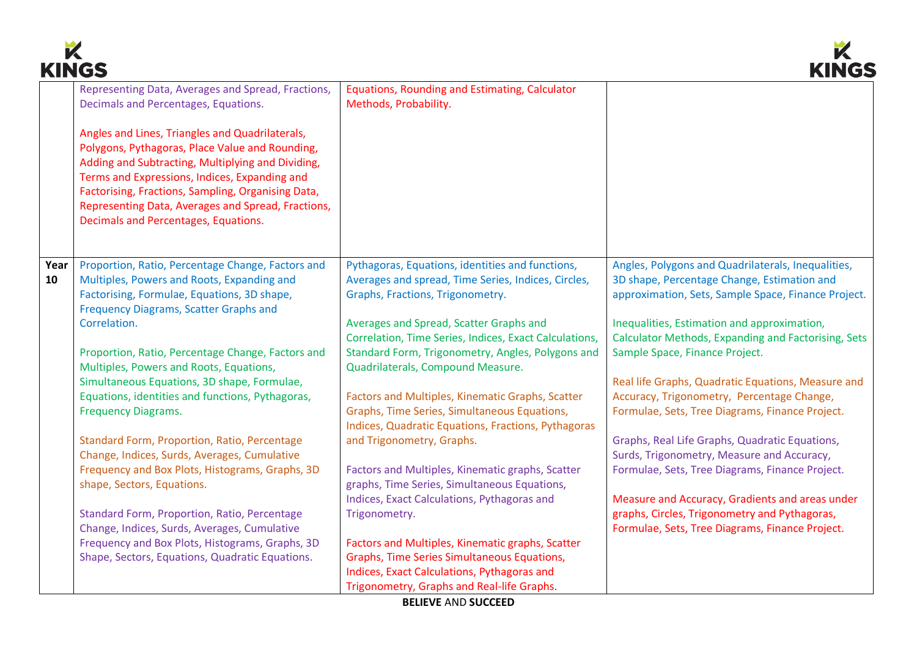|  |  |  |  |
| --- | --- | --- | --- |
|  | Representing Data, Averages and Spread, Fractions, Decimals and Percentages, Equations.<br><br>Angles and Lines, Triangles and Quadrilaterals, Polygons, Pythagoras, Place Value and Rounding, Adding and Subtracting, Multiplying and Dividing, Terms and Expressions, Indices, Expanding and Factorising, Fractions, Sampling, Organising Data, Representing Data, Averages and Spread, Fractions, Decimals and Percentages, Equations. | Equations, Rounding and Estimating, Calculator Methods, Probability. |  |
| **Year 10** | Proportion, Ratio, Percentage Change, Factors and Multiples, Powers and Roots, Expanding and Factorising, Formulae, Equations, 3D shape, Frequency Diagrams, Scatter Graphs and Correlation.<br><br>Proportion, Ratio, Percentage Change, Factors and Multiples, Powers and Roots, Equations, Simultaneous Equations, 3D shape, Formulae, Equations, identities and functions, Pythagoras, Frequency Diagrams.<br><br>Standard Form, Proportion, Ratio, Percentage Change, Indices, Surds, Averages, Cumulative Frequency and Box Plots, Histograms, Graphs, 3D shape, Sectors, Equations.<br><br>Standard Form, Proportion, Ratio, Percentage Change, Indices, Surds, Averages, Cumulative Frequency and Box Plots, Histograms, Graphs, 3D Shape, Sectors, Equations, Quadratic Equations. | Pythagoras, Equations, identities and functions, Averages and spread, Time Series, Indices, Circles, Graphs, Fractions, Trigonometry.<br><br>Averages and Spread, Scatter Graphs and Correlation, Time Series, Indices, Exact Calculations, Standard Form, Trigonometry, Angles, Polygons and Quadrilaterals, Compound Measure.<br><br>Factors and Multiples, Kinematic Graphs, Scatter Graphs, Time Series, Simultaneous Equations, Indices, Quadratic Equations, Fractions, Pythagoras and Trigonometry, Graphs.<br><br>Factors and Multiples, Kinematic graphs, Scatter graphs, Time Series, Simultaneous Equations, Indices, Exact Calculations, Pythagoras and Trigonometry.<br><br>Factors and Multiples, Kinematic graphs, Scatter Graphs, Time Series Simultaneous Equations, Indices, Exact Calculations, Pythagoras and Trigonometry, Graphs and Real-life Graphs. | Angles, Polygons and Quadrilaterals, Inequalities, 3D shape, Percentage Change, Estimation and approximation, Sets, Sample Space, Finance Project.<br><br>Inequalities, Estimation and approximation, Calculator Methods, Expanding and Factorising, Sets Sample Space, Finance Project.<br><br>Real life Graphs, Quadratic Equations, Measure and Accuracy, Trigonometry, Percentage Change, Formulae, Sets, Tree Diagrams, Finance Project.<br><br>Graphs, Real Life Graphs, Quadratic Equations, Surds, Trigonometry, Measure and Accuracy, Formulae, Sets, Tree Diagrams, Finance Project.<br><br>Measure and Accuracy, Gradients and areas under graphs, Circles, Trigonometry and Pythagoras, Formulae, Sets, Tree Diagrams, Finance Project. |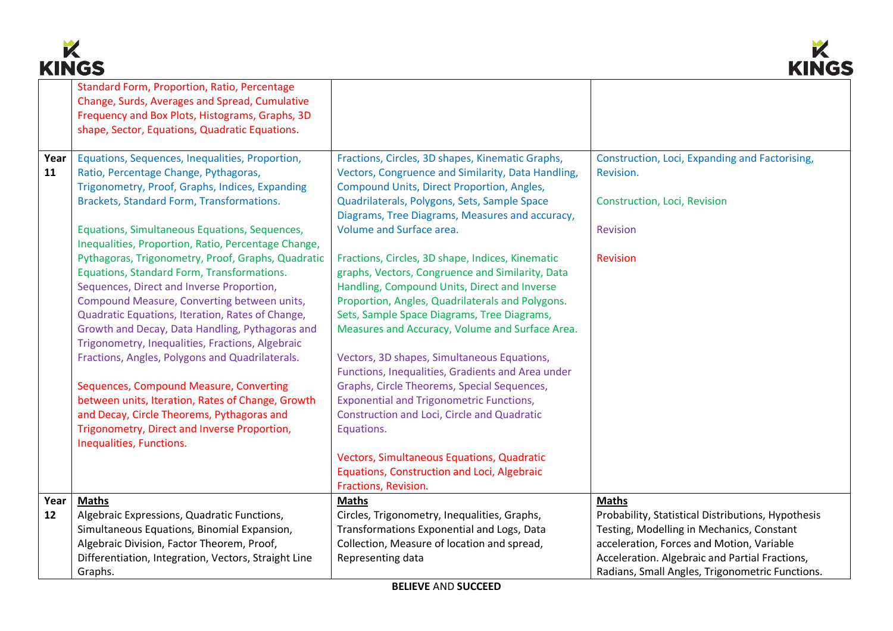| | | | |
|---|---|---|---|
| | Standard Form, Proportion, Ratio, Percentage Change, Surds, Averages and Spread, Cumulative Frequency and Box Plots, Histograms, Graphs, 3D shape, Sector, Equations, Quadratic Equations. | | |
| **Year 11** | Equations, Sequences, Inequalities, Proportion, Ratio, Percentage Change, Pythagoras, Trigonometry, Proof, Graphs, Indices, Expanding Brackets, Standard Form, Transformations.<br><br>Equations, Simultaneous Equations, Sequences, Inequalities, Proportion, Ratio, Percentage Change, Pythagoras, Trigonometry, Proof, Graphs, Quadratic Equations, Standard Form, Transformations.<br>Sequences, Direct and Inverse Proportion, Compound Measure, Converting between units, Quadratic Equations, Iteration, Rates of Change, Growth and Decay, Data Handling, Pythagoras and Trigonometry, Inequalities, Fractions, Algebraic Fractions, Angles, Polygons and Quadrilaterals.<br><br>Sequences, Compound Measure, Converting between units, Iteration, Rates of Change, Growth and Decay, Circle Theorems, Pythagoras and Trigonometry, Direct and Inverse Proportion, Inequalities, Functions. | Fractions, Circles, 3D shapes, Kinematic Graphs, Vectors, Congruence and Similarity, Data Handling, Compound Units, Direct Proportion, Angles, Quadrilaterals, Polygons, Sets, Sample Space Diagrams, Tree Diagrams, Measures and accuracy, Volume and Surface area.<br><br>Fractions, Circles, 3D shape, Indices, Kinematic graphs, Vectors, Congruence and Similarity, Data Handling, Compound Units, Direct and Inverse Proportion, Angles, Quadrilaterals and Polygons. Sets, Sample Space Diagrams, Tree Diagrams, Measures and Accuracy, Volume and Surface Area.<br><br>Vectors, 3D shapes, Simultaneous Equations, Functions, Inequalities, Gradients and Area under Graphs, Circle Theorems, Special Sequences, Exponential and Trigonometric Functions, Construction and Loci, Circle and Quadratic Equations.<br><br>Vectors, Simultaneous Equations, Quadratic Equations, Construction and Loci, Algebraic Fractions, Revision. | Construction, Loci, Expanding and Factorising, Revision.<br><br>Construction, Loci, Revision<br><br>Revision<br><br>Revision |
| **Year 12** | **Maths**<br>Algebraic Expressions, Quadratic Functions, Simultaneous Equations, Binomial Expansion, Algebraic Division, Factor Theorem, Proof, Differentiation, Integration, Vectors, Straight Line Graphs. | **Maths**<br>Circles, Trigonometry, Inequalities, Graphs, Transformations Exponential and Logs, Data Collection, Measure of location and spread, Representing data | **Maths**<br>Probability, Statistical Distributions, Hypothesis Testing, Modelling in Mechanics, Constant acceleration, Forces and Motion, Variable Acceleration. Algebraic and Partial Fractions, Radians, Small Angles, Trigonometric Functions. |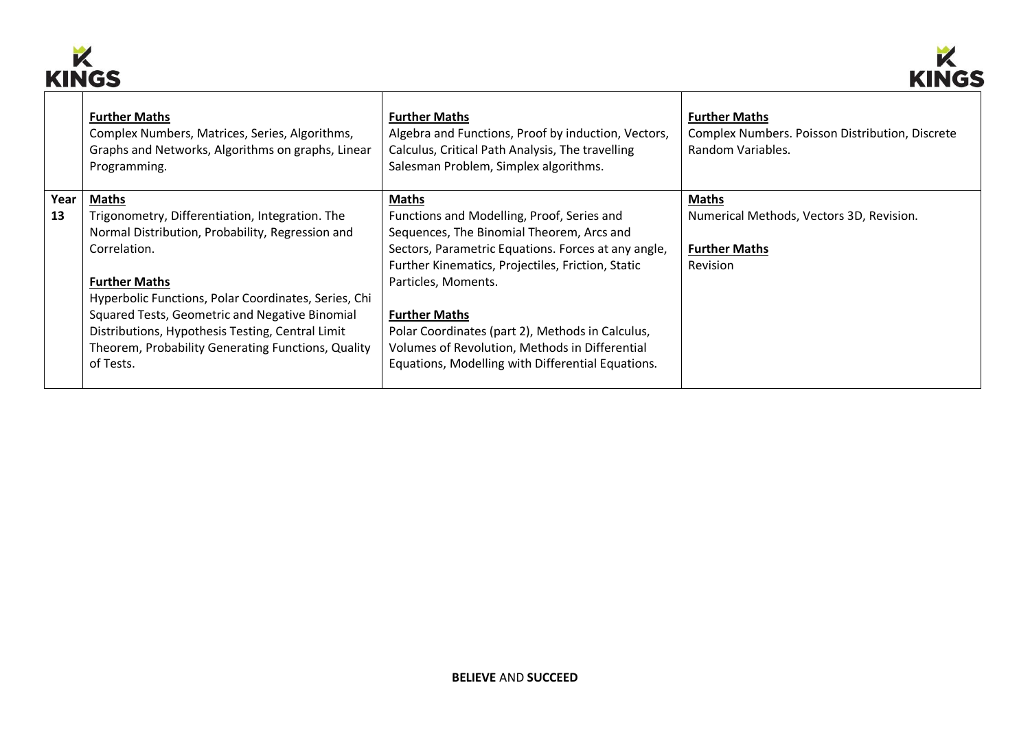| | | | |
|---|---|---|---|
| | **Further Maths**<br>Complex Numbers, Matrices, Series, Algorithms, Graphs and Networks, Algorithms on graphs, Linear Programming. | **Further Maths**<br>Algebra and Functions, Proof by induction, Vectors, Calculus, Critical Path Analysis, The travelling Salesman Problem, Simplex algorithms. | **Further Maths**<br>Complex Numbers. Poisson Distribution, Discrete Random Variables. |
| **Year 13** | **Maths**<br>Trigonometry, Differentiation, Integration. The Normal Distribution, Probability, Regression and Correlation.<br><br>**Further Maths**<br>Hyperbolic Functions, Polar Coordinates, Series, Chi Squared Tests, Geometric and Negative Binomial Distributions, Hypothesis Testing, Central Limit Theorem, Probability Generating Functions, Quality of Tests. | **Maths**<br>Functions and Modelling, Proof, Series and Sequences, The Binomial Theorem, Arcs and Sectors, Parametric Equations. Forces at any angle, Further Kinematics, Projectiles, Friction, Static Particles, Moments.<br><br>**Further Maths**<br>Polar Coordinates (part 2), Methods in Calculus, Volumes of Revolution, Methods in Differential Equations, Modelling with Differential Equations. | **Maths**<br>Numerical Methods, Vectors 3D, Revision.<br><br>**Further Maths**<br>Revision |

**BELIEVE** AND **SUCCEED**